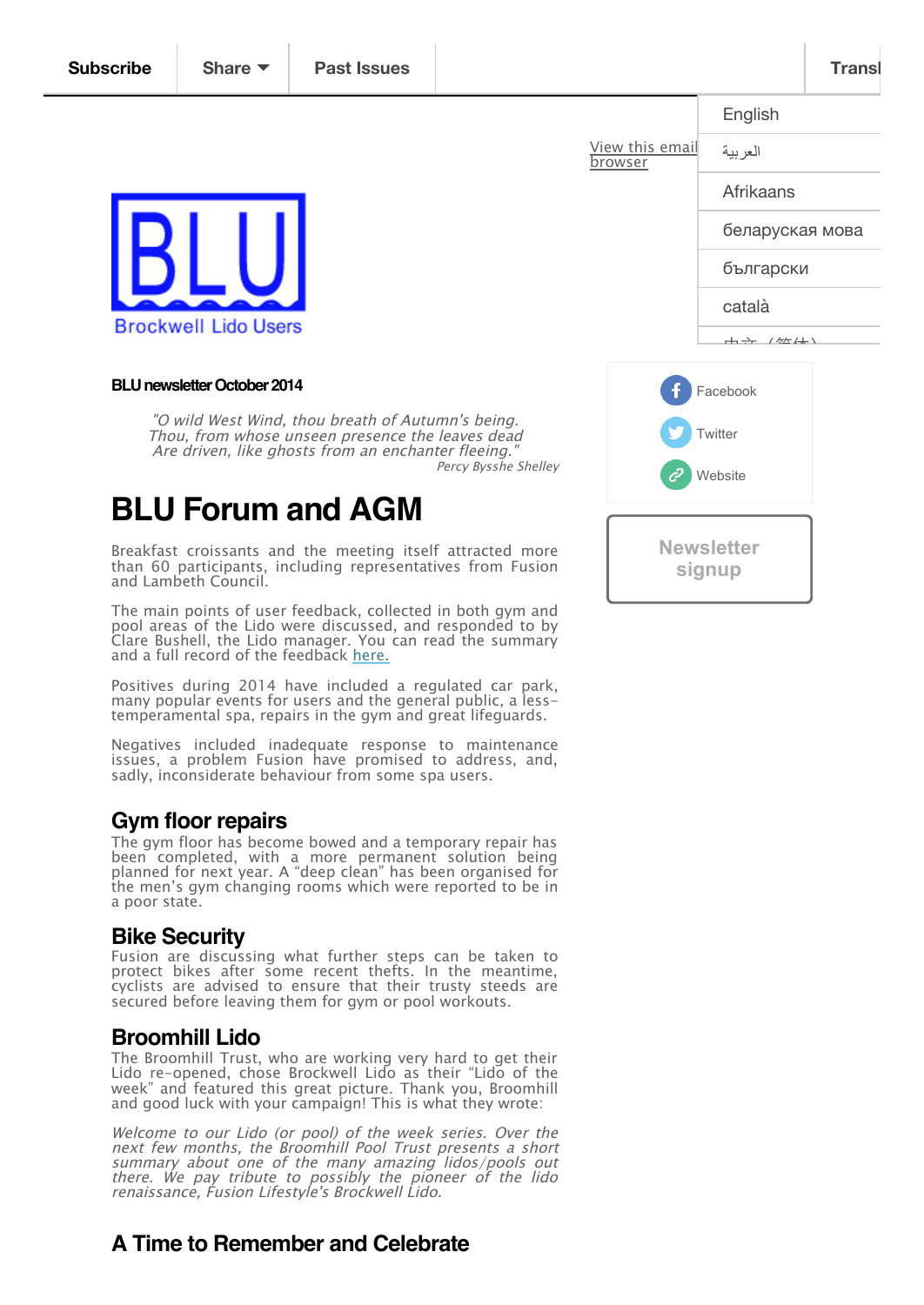Subscribe | Share | Past Issues | Transl

English
العربية
Afrikaans
беларуская мова
български
català

View this email in browser

BLU
Brockwell Lido Users

Facebook
Twitter
Website

Newsletter signup

**BLU newsletter October 2014**

> *"O wild West Wind, thou breath of Autumn's being.*
> *Thou, from whose unseen presence the leaves dead*
> *Are driven, like ghosts from an enchanter fleeing."*
> *Percy Bysshe Shelley*

# BLU Forum and AGM

Breakfast croissants and the meeting itself attracted more than 60 participants, including representatives from Fusion and Lambeth Council.

The main points of user feedback, collected in both gym and pool areas of the Lido were discussed, and responded to by Clare Bushell, the Lido manager. You can read the summary and a full record of the feedback here.

Positives during 2014 have included a regulated car park, many popular events for users and the general public, a less-temperamental spa, repairs in the gym and great lifeguards.

Negatives included inadequate response to maintenance issues, a problem Fusion have promised to address, and, sadly, inconsiderate behaviour from some spa users.

## Gym floor repairs

The gym floor has become bowed and a temporary repair has been completed, with a more permanent solution being planned for next year. A "deep clean" has been organised for the men's gym changing rooms which were reported to be in a poor state.

## Bike Security

Fusion are discussing what further steps can be taken to protect bikes after some recent thefts. In the meantime, cyclists are advised to ensure that their trusty steeds are secured before leaving them for gym or pool workouts.

## Broomhill Lido

The Broomhill Trust, who are working very hard to get their Lido re-opened, chose Brockwell Lido as their "Lido of the week" and featured this great picture. Thank you, Broomhill and good luck with your campaign! This is what they wrote:

*Welcome to our Lido (or pool) of the week series. Over the next few months, the Broomhill Pool Trust presents a short summary about one of the many amazing lidos/pools out there. We pay tribute to possibly the pioneer of the lido renaissance, Fusion Lifestyle's Brockwell Lido.*

## A Time to Remember and Celebrate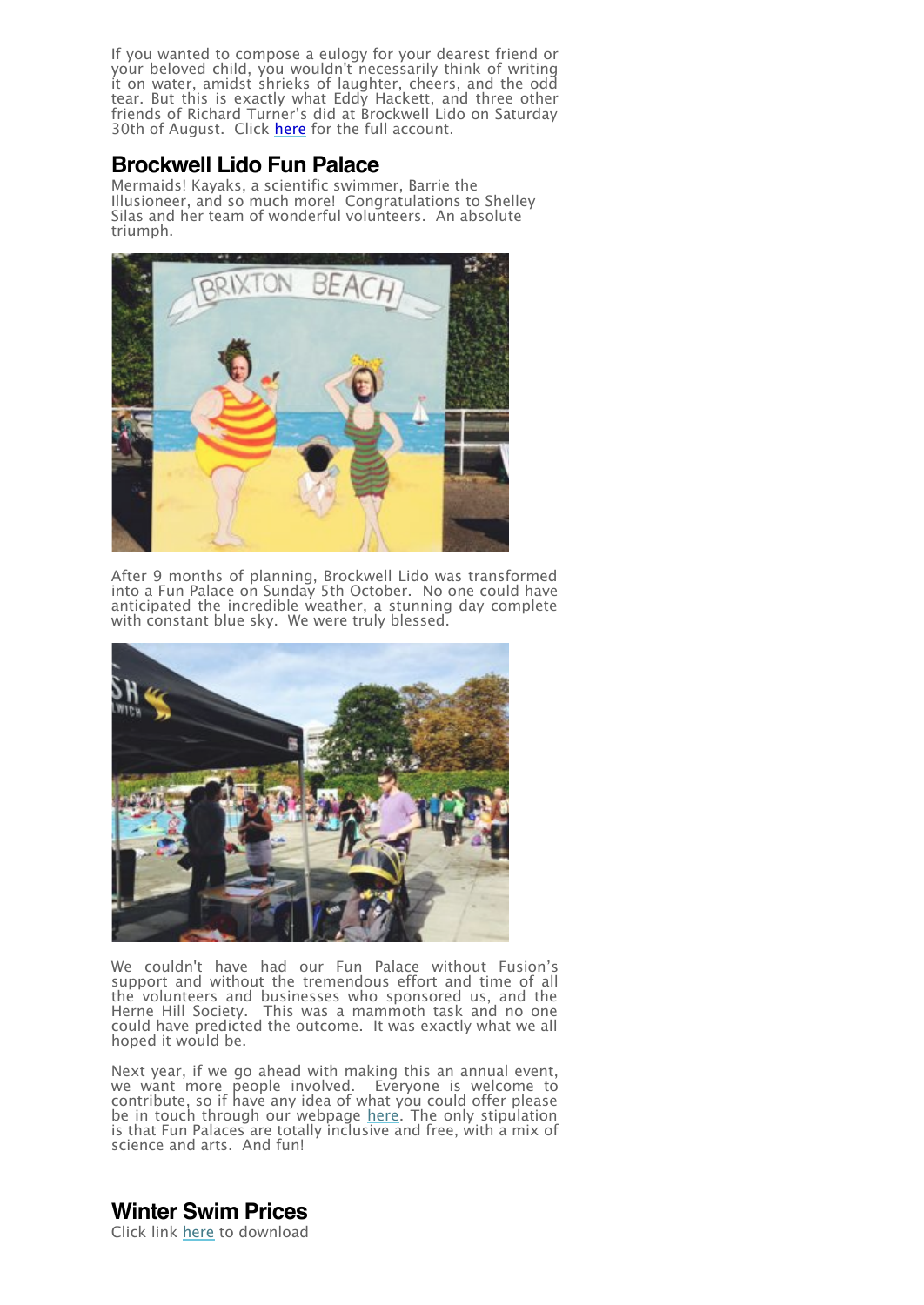If you wanted to compose a eulogy for your dearest friend or your beloved child, you wouldn't necessarily think of writing it on water, amidst shrieks of laughter, cheers, and the odd tear. But this is exactly what Eddy Hackett, and three other friends of Richard Turner's did at Brockwell Lido on Saturday 30th of August. Click here for the full account.

## Brockwell Lido Fun Palace

Mermaids! Kayaks, a scientific swimmer, Barrie the Illusioneer, and so much more! Congratulations to Shelley Silas and her team of wonderful volunteers. An absolute triumph.

After 9 months of planning, Brockwell Lido was transformed into a Fun Palace on Sunday 5th October. No one could have anticipated the incredible weather, a stunning day complete with constant blue sky. We were truly blessed.

We couldn't have had our Fun Palace without Fusion's support and without the tremendous effort and time of all the volunteers and businesses who sponsored us, and the Herne Hill Society. This was a mammoth task and no one could have predicted the outcome. It was exactly what we all hoped it would be.

Next year, if we go ahead with making this an annual event, we want more people involved. Everyone is welcome to contribute, so if have any idea of what you could offer please be in touch through our webpage here. The only stipulation is that Fun Palaces are totally inclusive and free, with a mix of science and arts. And fun!

## Winter Swim Prices

Click link here to download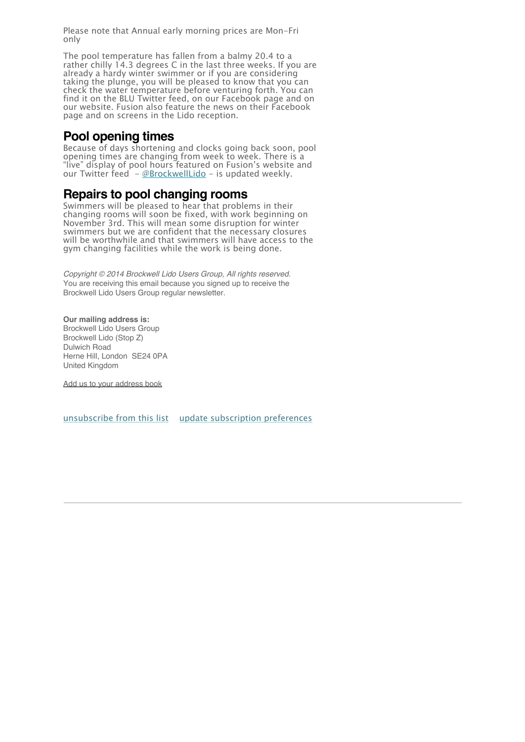Please note that Annual early morning prices are Mon-Fri only

The pool temperature has fallen from a balmy 20.4 to a rather chilly 14.3 degrees C in the last three weeks. If you are already a hardy winter swimmer or if you are considering taking the plunge, you will be pleased to know that you can check the water temperature before venturing forth. You can find it on the BLU Twitter feed, on our Facebook page and on our website. Fusion also feature the news on their Facebook page and on screens in the Lido reception.

## Pool opening times

Because of days shortening and clocks going back soon, pool opening times are changing from week to week. There is a "live" display of pool hours featured on Fusion's website and our Twitter feed – @BrockwellLido – is updated weekly.

## Repairs to pool changing rooms

Swimmers will be pleased to hear that problems in their changing rooms will soon be fixed, with work beginning on November 3rd. This will mean some disruption for winter swimmers but we are confident that the necessary closures will be worthwhile and that swimmers will have access to the gym changing facilities while the work is being done.

*Copyright © 2014 Brockwell Lido Users Group, All rights reserved.*
You are receiving this email because you signed up to receive the Brockwell Lido Users Group regular newsletter.

**Our mailing address is:**
Brockwell Lido Users Group
Brockwell Lido (Stop Z)
Dulwich Road
Herne Hill, London SE24 0PA
United Kingdom

Add us to your address book

unsubscribe from this list update subscription preferences